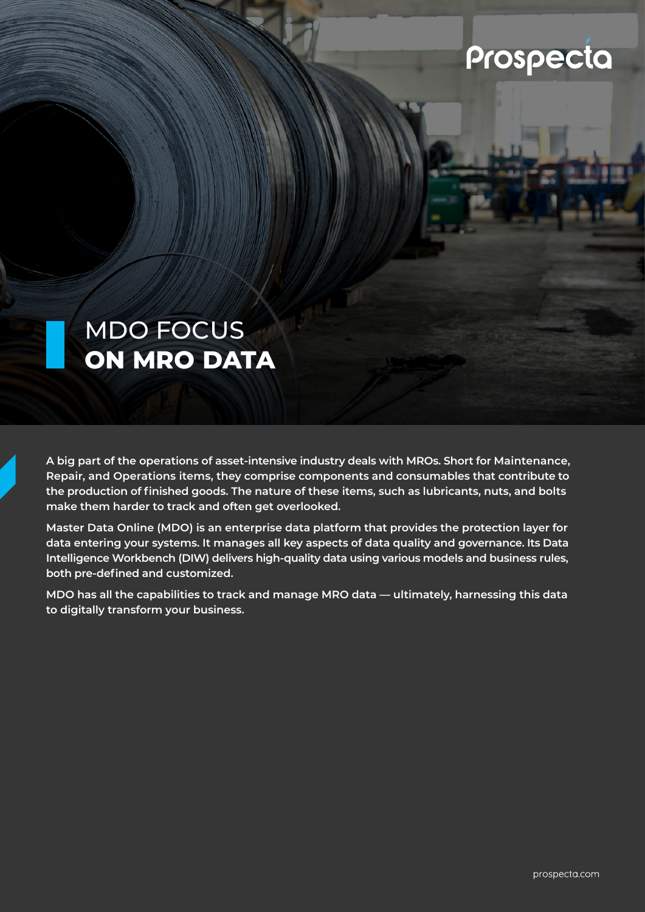Prospecta

# MDO FOCUS **ON MRO DATA**

**A big part of the operations of asset-intensive industry deals with MROs. Short for Maintenance, Repair, and Operations items, they comprise components and consumables that contribute to the production of finished goods. The nature of these items, such as lubricants, nuts, and bolts make them harder to track and often get overlooked.**

**Master Data Online (MDO) is an enterprise data platform that provides the protection layer for data entering your systems. It manages all key aspects of data quality and governance. Its Data Intelligence Workbench (DIW) delivers high-quality data using various models and business rules, both pre-defined and customized.**

**MDO has all the capabilities to track and manage MRO data — ultimately, harnessing this data to digitally transform your business.**

prospecta.com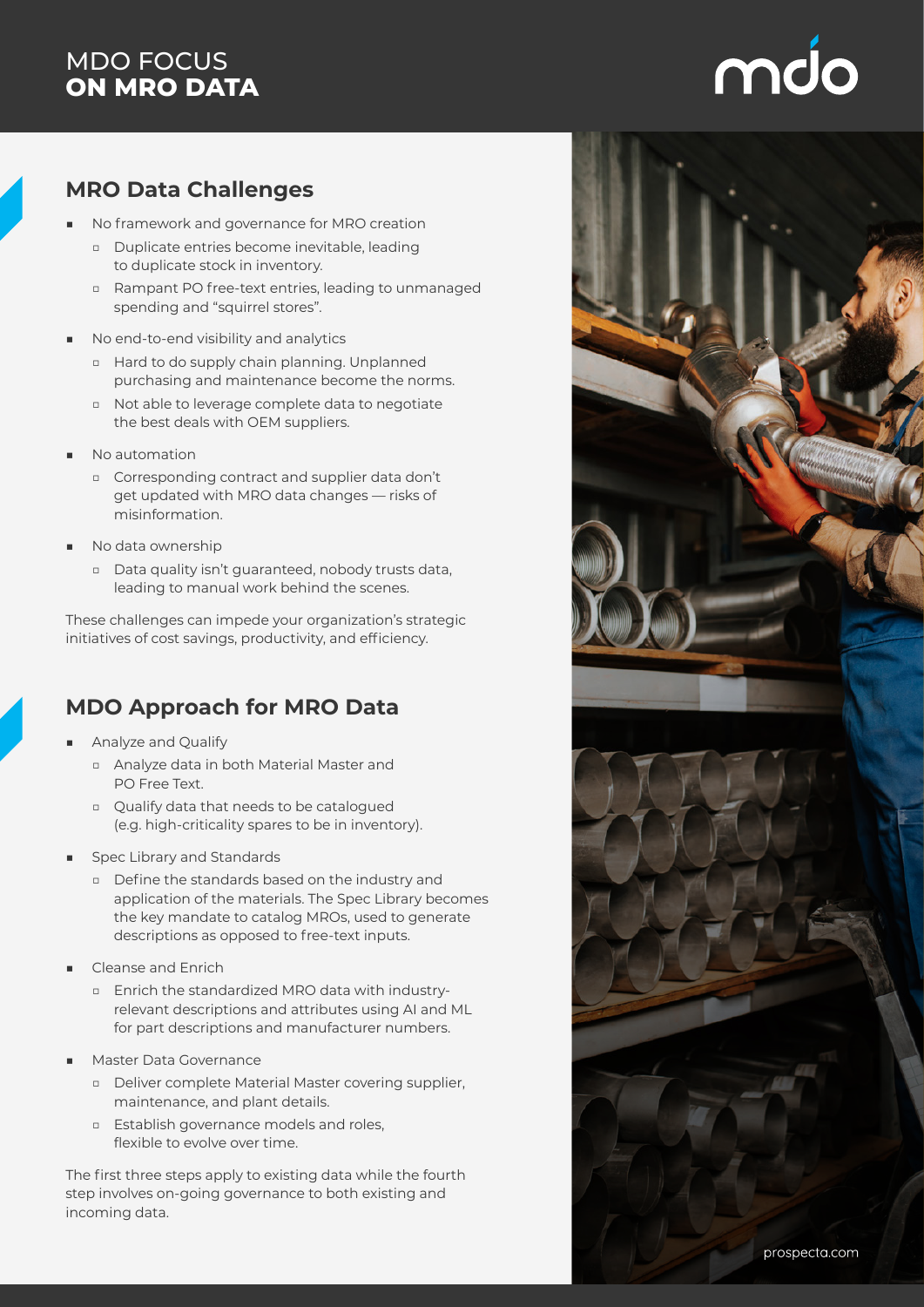# MDO FOCUS **ON MRO DATA**

## MRO Data Challenges

- No framework and governance for MRO creation
  - Duplicate entries become inevitable, leading to duplicate stock in inventory.
  - Rampant PO free-text entries, leading to unmanaged spending and "squirrel stores".
- No end-to-end visibility and analytics
  - Hard to do supply chain planning. Unplanned purchasing and maintenance become the norms.
  - Not able to leverage complete data to negotiate the best deals with OEM suppliers.
- No automation
  - Corresponding contract and supplier data don't get updated with MRO data changes — risks of misinformation.
- No data ownership
  - Data quality isn't guaranteed, nobody trusts data, leading to manual work behind the scenes.

These challenges can impede your organization's strategic initiatives of cost savings, productivity, and efficiency.

## MDO Approach for MRO Data

- Analyze and Qualify
  - Analyze data in both Material Master and PO Free Text.
  - Qualify data that needs to be catalogued (e.g. high-criticality spares to be in inventory).
- Spec Library and Standards
  - Define the standards based on the industry and application of the materials. The Spec Library becomes the key mandate to catalog MROs, used to generate descriptions as opposed to free-text inputs.
- Cleanse and Enrich
  - Enrich the standardized MRO data with industry-relevant descriptions and attributes using AI and ML for part descriptions and manufacturer numbers.
- Master Data Governance
  - Deliver complete Material Master covering supplier, maintenance, and plant details.
  - Establish governance models and roles, flexible to evolve over time.

The first three steps apply to existing data while the fourth step involves on-going governance to both existing and incoming data.

prospecta.com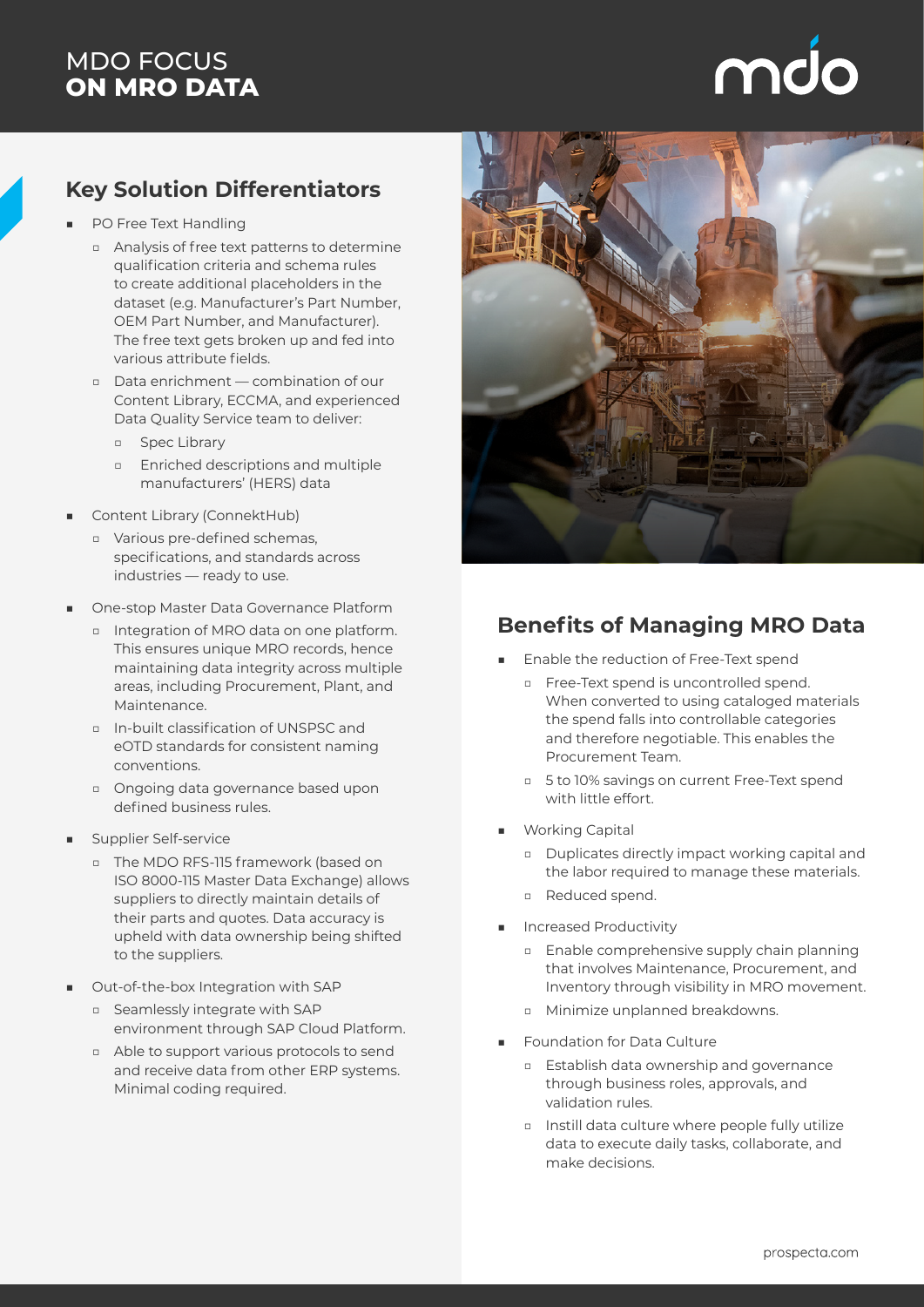# MDO FOCUS **ON MRO DATA**

## Key Solution Differentiators

- PO Free Text Handling
  - Analysis of free text patterns to determine qualification criteria and schema rules to create additional placeholders in the dataset (e.g. Manufacturer's Part Number, OEM Part Number, and Manufacturer). The free text gets broken up and fed into various attribute fields.
  - Data enrichment — combination of our Content Library, ECCMA, and experienced Data Quality Service team to deliver:
    - Spec Library
    - Enriched descriptions and multiple manufacturers' (HERS) data
- Content Library (ConnektHub)
  - Various pre-defined schemas, specifications, and standards across industries — ready to use.
- One-stop Master Data Governance Platform
  - Integration of MRO data on one platform. This ensures unique MRO records, hence maintaining data integrity across multiple areas, including Procurement, Plant, and Maintenance.
  - In-built classification of UNSPSC and eOTD standards for consistent naming conventions.
  - Ongoing data governance based upon defined business rules.
- Supplier Self-service
  - The MDO RFS-115 framework (based on ISO 8000-115 Master Data Exchange) allows suppliers to directly maintain details of their parts and quotes. Data accuracy is upheld with data ownership being shifted to the suppliers.
- Out-of-the-box Integration with SAP
  - Seamlessly integrate with SAP environment through SAP Cloud Platform.
  - Able to support various protocols to send and receive data from other ERP systems. Minimal coding required.

## Benefits of Managing MRO Data

- Enable the reduction of Free-Text spend
  - Free-Text spend is uncontrolled spend. When converted to using cataloged materials the spend falls into controllable categories and therefore negotiable. This enables the Procurement Team.
  - 5 to 10% savings on current Free-Text spend with little effort.
- Working Capital
  - Duplicates directly impact working capital and the labor required to manage these materials.
  - Reduced spend.
- Increased Productivity
  - Enable comprehensive supply chain planning that involves Maintenance, Procurement, and Inventory through visibility in MRO movement.
  - Minimize unplanned breakdowns.
- Foundation for Data Culture
  - Establish data ownership and governance through business roles, approvals, and validation rules.
  - Instill data culture where people fully utilize data to execute daily tasks, collaborate, and make decisions.

prospecta.com